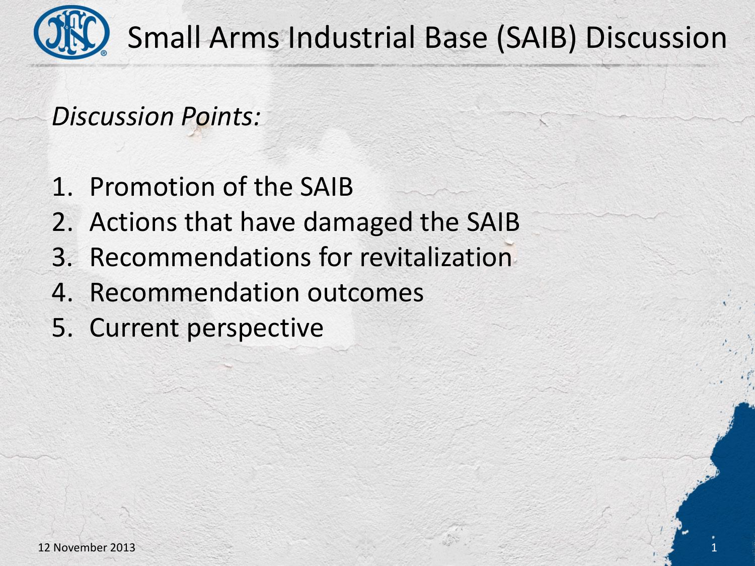# Small Arms Industrial Base (SAIB) Discussion

*Discussion Points:*

1. Promotion of the SAIB
2. Actions that have damaged the SAIB
3. Recommendations for revitalization
4. Recommendation outcomes
5. Current perspective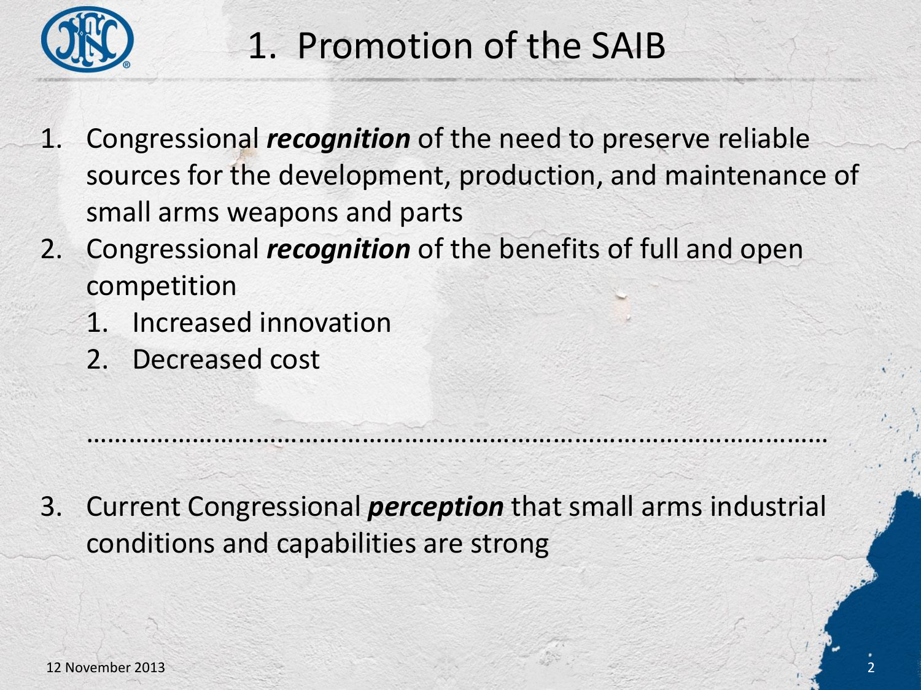# 1. Promotion of the SAIB

1. Congressional ***recognition*** of the need to preserve reliable sources for the development, production, and maintenance of small arms weapons and parts
2. Congressional ***recognition*** of the benefits of full and open competition
    1. Increased innovation
    2. Decreased cost

…………………………………………………………………………………………

3. Current Congressional ***perception*** that small arms industrial conditions and capabilities are strong

12 November 2013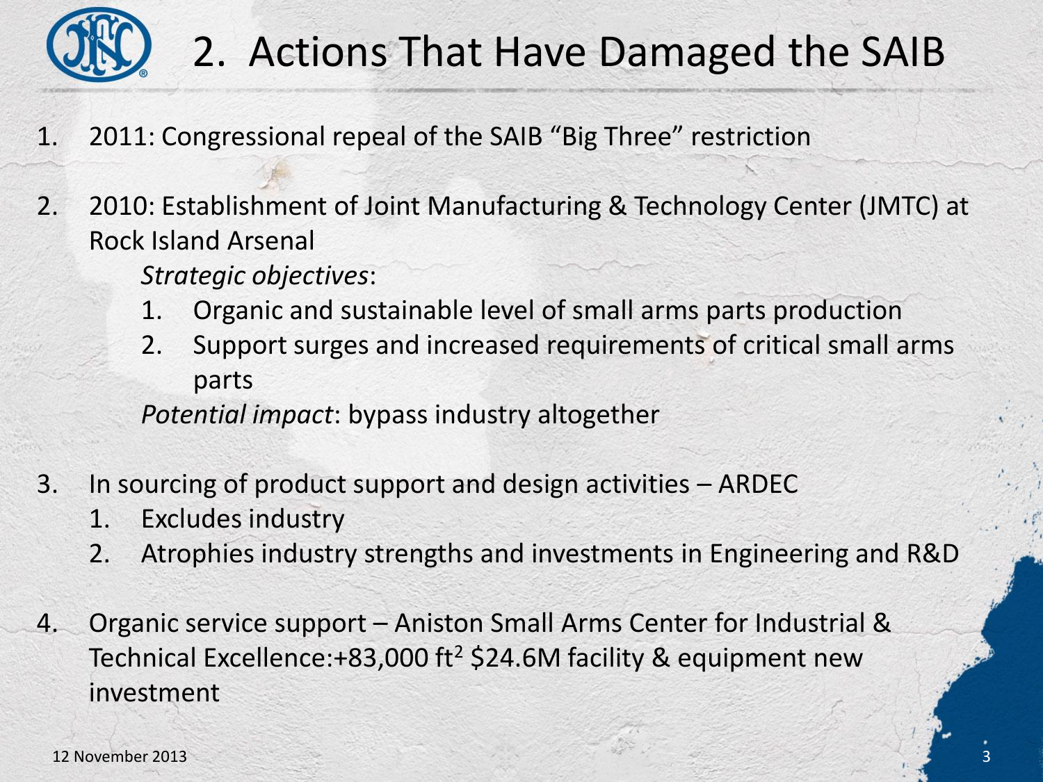# 2. Actions That Have Damaged the SAIB

1. 2011: Congressional repeal of the SAIB “Big Three” restriction

2. 2010: Establishment of Joint Manufacturing & Technology Center (JMTC) at Rock Island Arsenal

   *Strategic objectives*:

   1. Organic and sustainable level of small arms parts production
   2. Support surges and increased requirements of critical small arms parts

   *Potential impact*: bypass industry altogether

3. In sourcing of product support and design activities – ARDEC
   1. Excludes industry
   2. Atrophies industry strengths and investments in Engineering and R&D

4. Organic service support – Aniston Small Arms Center for Industrial & Technical Excellence:+83,000 $ft^2$ $24.6M facility & equipment new investment

12 November 2013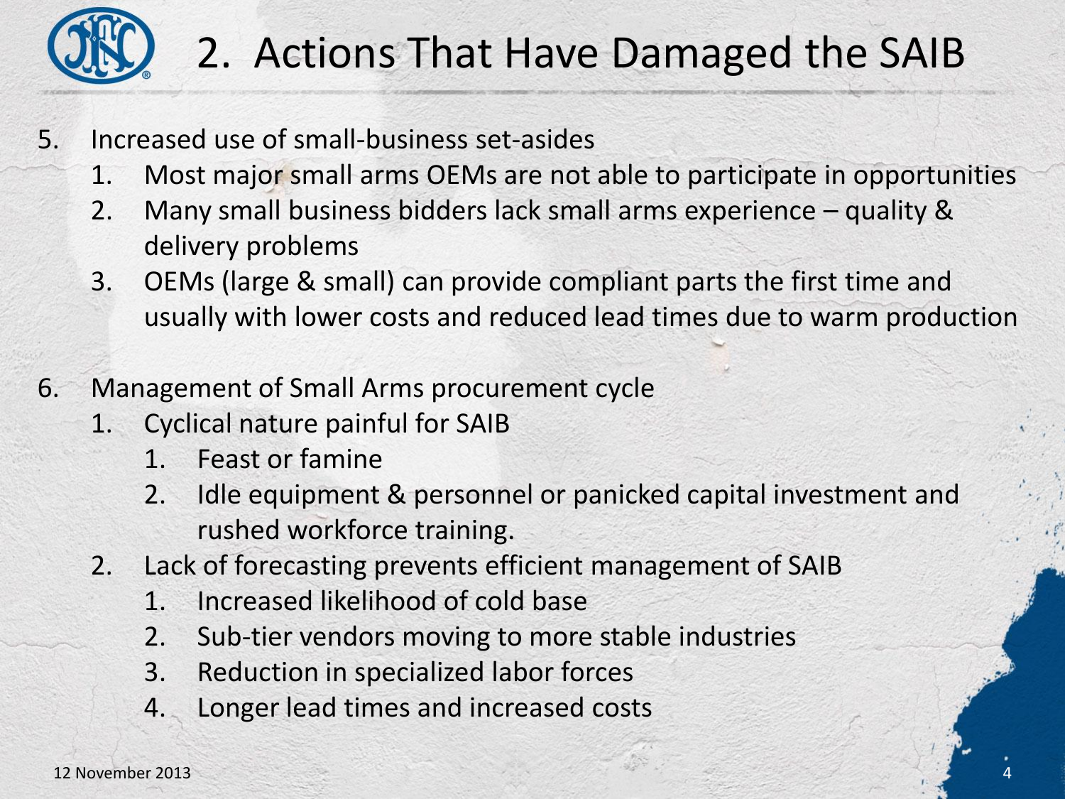# 2. Actions That Have Damaged the SAIB

5. Increased use of small-business set-asides
   1. Most major small arms OEMs are not able to participate in opportunities
   2. Many small business bidders lack small arms experience – quality & delivery problems
   3. OEMs (large & small) can provide compliant parts the first time and usually with lower costs and reduced lead times due to warm production

6. Management of Small Arms procurement cycle
   1. Cyclical nature painful for SAIB
      1. Feast or famine
      2. Idle equipment & personnel or panicked capital investment and rushed workforce training.
   2. Lack of forecasting prevents efficient management of SAIB
      1. Increased likelihood of cold base
      2. Sub-tier vendors moving to more stable industries
      3. Reduction in specialized labor forces
      4. Longer lead times and increased costs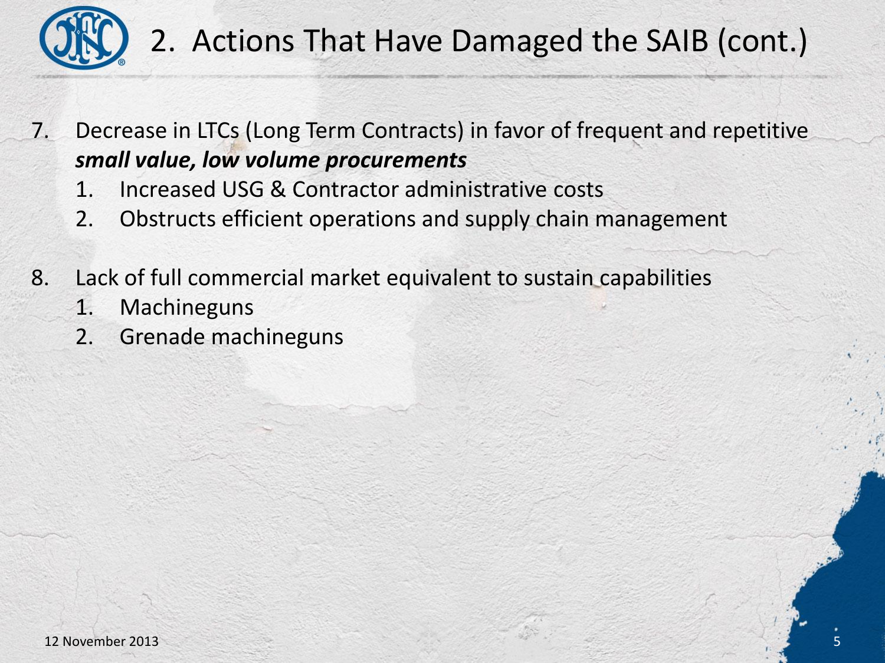# 2. Actions That Have Damaged the SAIB (cont.)

7. Decrease in LTCs (Long Term Contracts) in favor of frequent and repetitive ***small value, low volume procurements***
    1. Increased USG & Contractor administrative costs
    2. Obstructs efficient operations and supply chain management

8. Lack of full commercial market equivalent to sustain capabilities
    1. Machineguns
    2. Grenade machineguns

12 November 2013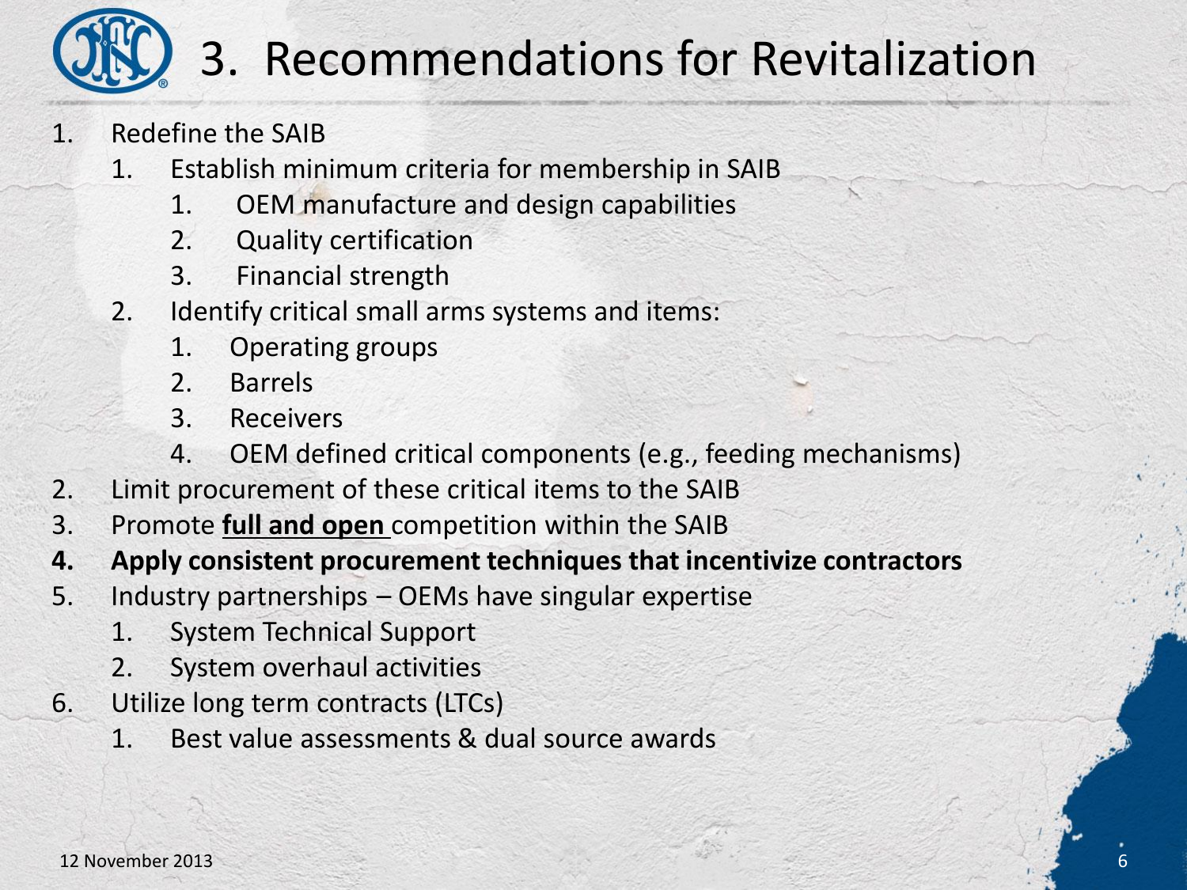# 3. Recommendations for Revitalization

1. Redefine the SAIB
    1. Establish minimum criteria for membership in SAIB
        1. OEM manufacture and design capabilities
        2. Quality certification
        3. Financial strength
    2. Identify critical small arms systems and items:
        1. Operating groups
        2. Barrels
        3. Receivers
        4. OEM defined critical components (e.g., feeding mechanisms)
2. Limit procurement of these critical items to the SAIB
3. Promote **full and open** competition within the SAIB
4. **Apply consistent procurement techniques that incentivize contractors**
5. Industry partnerships – OEMs have singular expertise
    1. System Technical Support
    2. System overhaul activities
6. Utilize long term contracts (LTCs)
    1. Best value assessments & dual source awards

12 November 2013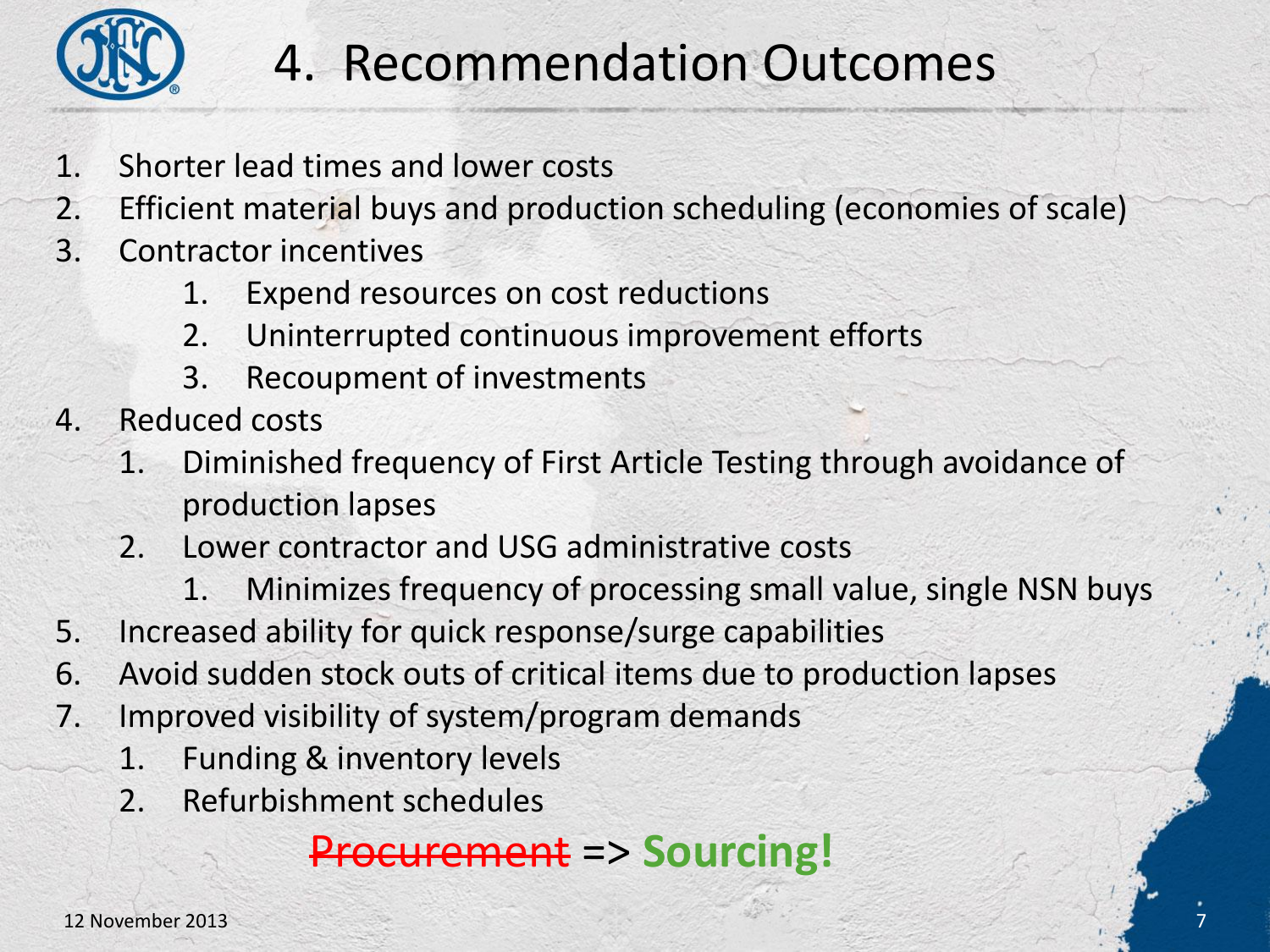# 4. Recommendation Outcomes

1. Shorter lead times and lower costs
2. Efficient material buys and production scheduling (economies of scale)
3. Contractor incentives
    1. Expend resources on cost reductions
    2. Uninterrupted continuous improvement efforts
    3. Recoupment of investments
4. Reduced costs
    1. Diminished frequency of First Article Testing through avoidance of production lapses
    2. Lower contractor and USG administrative costs
        1. Minimizes frequency of processing small value, single NSN buys
5. Increased ability for quick response/surge capabilities
6. Avoid sudden stock outs of critical items due to production lapses
7. Improved visibility of system/program demands
    1. Funding & inventory levels
    2. Refurbishment schedules

~~Procurement~~ => **Sourcing!**

12 November 2013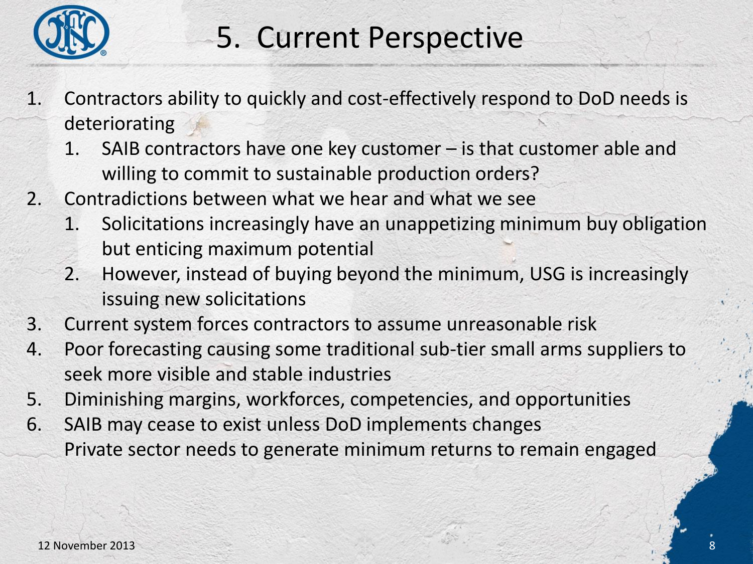# 5. Current Perspective

1. Contractors ability to quickly and cost-effectively respond to DoD needs is deteriorating
   1. SAIB contractors have one key customer – is that customer able and willing to commit to sustainable production orders?
2. Contradictions between what we hear and what we see
   1. Solicitations increasingly have an unappetizing minimum buy obligation but enticing maximum potential
   2. However, instead of buying beyond the minimum, USG is increasingly issuing new solicitations
3. Current system forces contractors to assume unreasonable risk
4. Poor forecasting causing some traditional sub-tier small arms suppliers to seek more visible and stable industries
5. Diminishing margins, workforces, competencies, and opportunities
6. SAIB may cease to exist unless DoD implements changes
   Private sector needs to generate minimum returns to remain engaged

12 November 2013